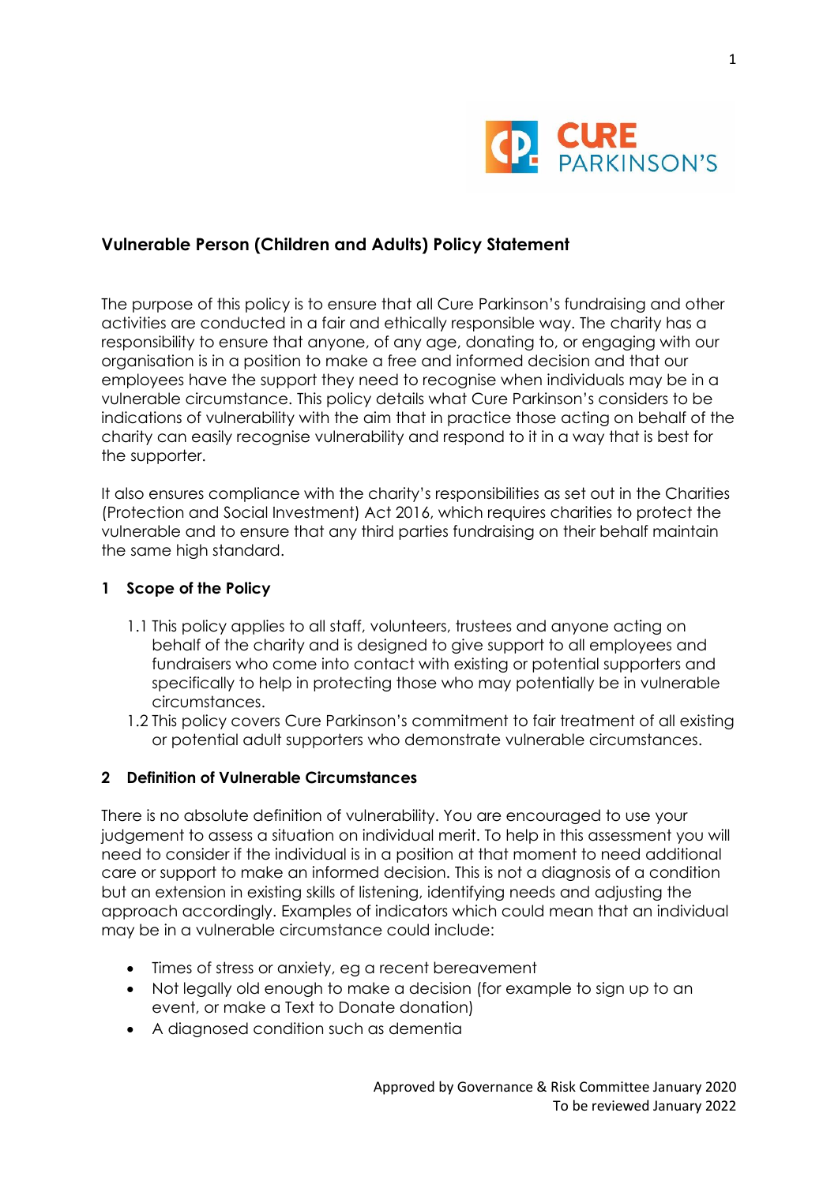# Vulnerable Person (Children and Adults) Policy Statement

The purpose of this policy is to ensure that all Cure Parkinson's fundraising and other activities are conducted in a fair and ethically responsible way. The charity has a responsibility to ensure that anyone, of any age, donating to, or engaging with our organisation is in a position to make a free and informed decision and that our employees have the support they need to recognise when individuals may be in a vulnerable circumstance. This policy details what Cure Parkinson's considers to be indications of vulnerability with the aim that in practice those acting on behalf of the charity can easily recognise vulnerability and respond to it in a way that is best for the supporter.

It also ensures compliance with the charity's responsibilities as set out in the Charities (Protection and Social Investment) Act 2016, which requires charities to protect the vulnerable and to ensure that any third parties fundraising on their behalf maintain the same high standard.

## 1 Scope of the Policy

1.1 This policy applies to all staff, volunteers, trustees and anyone acting on behalf of the charity and is designed to give support to all employees and fundraisers who come into contact with existing or potential supporters and specifically to help in protecting those who may potentially be in vulnerable circumstances.

1.2 This policy covers Cure Parkinson's commitment to fair treatment of all existing or potential adult supporters who demonstrate vulnerable circumstances.

## 2 Definition of Vulnerable Circumstances

There is no absolute definition of vulnerability. You are encouraged to use your judgement to assess a situation on individual merit. To help in this assessment you will need to consider if the individual is in a position at that moment to need additional care or support to make an informed decision. This is not a diagnosis of a condition but an extension in existing skills of listening, identifying needs and adjusting the approach accordingly. Examples of indicators which could mean that an individual may be in a vulnerable circumstance could include:

- Times of stress or anxiety, eg a recent bereavement
- Not legally old enough to make a decision (for example to sign up to an event, or make a Text to Donate donation)
- A diagnosed condition such as dementia

Approved by Governance & Risk Committee January 2020
To be reviewed January 2022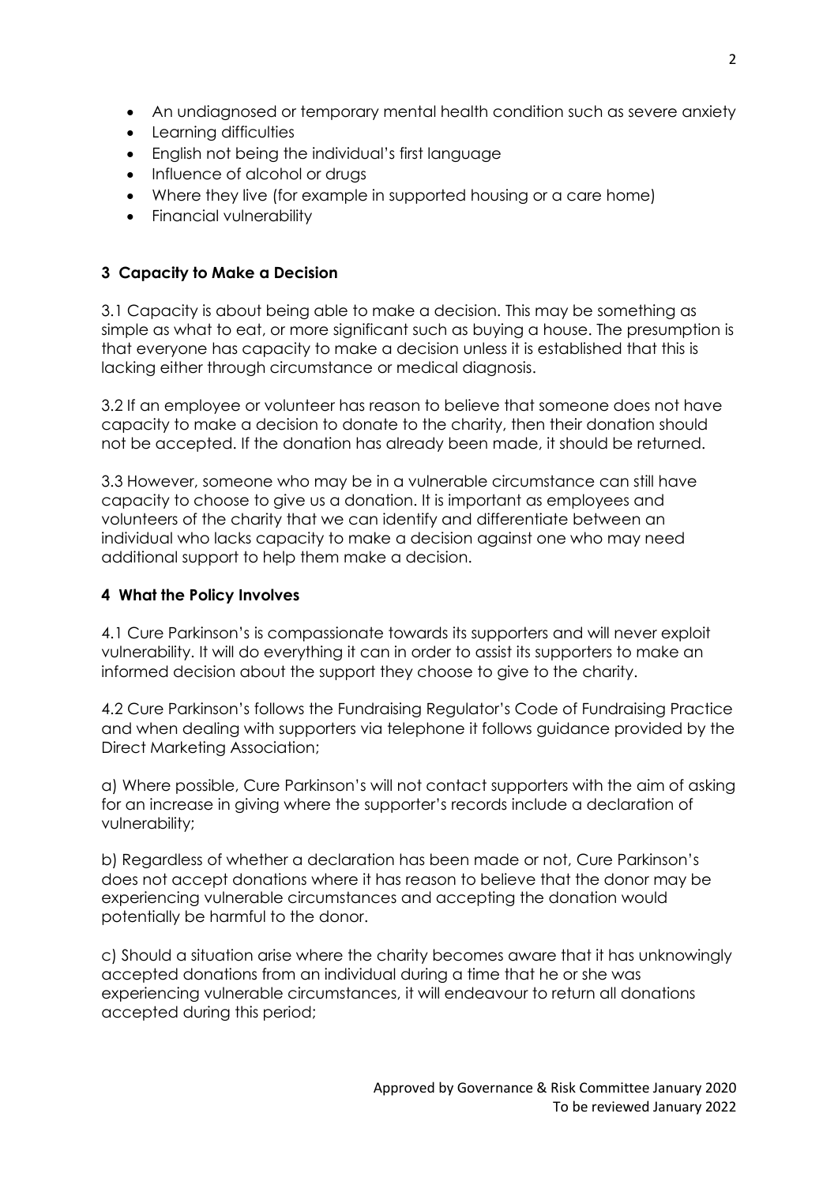- An undiagnosed or temporary mental health condition such as severe anxiety
- Learning difficulties
- English not being the individual's first language
- Influence of alcohol or drugs
- Where they live (for example in supported housing or a care home)
- Financial vulnerability

## 3 Capacity to Make a Decision

3.1 Capacity is about being able to make a decision. This may be something as simple as what to eat, or more significant such as buying a house. The presumption is that everyone has capacity to make a decision unless it is established that this is lacking either through circumstance or medical diagnosis.

3.2 If an employee or volunteer has reason to believe that someone does not have capacity to make a decision to donate to the charity, then their donation should not be accepted. If the donation has already been made, it should be returned.

3.3 However, someone who may be in a vulnerable circumstance can still have capacity to choose to give us a donation. It is important as employees and volunteers of the charity that we can identify and differentiate between an individual who lacks capacity to make a decision against one who may need additional support to help them make a decision.

## 4 What the Policy Involves

4.1 Cure Parkinson's is compassionate towards its supporters and will never exploit vulnerability. It will do everything it can in order to assist its supporters to make an informed decision about the support they choose to give to the charity.

4.2 Cure Parkinson's follows the Fundraising Regulator's Code of Fundraising Practice and when dealing with supporters via telephone it follows guidance provided by the Direct Marketing Association;

a) Where possible, Cure Parkinson's will not contact supporters with the aim of asking for an increase in giving where the supporter's records include a declaration of vulnerability;

b) Regardless of whether a declaration has been made or not, Cure Parkinson's does not accept donations where it has reason to believe that the donor may be experiencing vulnerable circumstances and accepting the donation would potentially be harmful to the donor.

c) Should a situation arise where the charity becomes aware that it has unknowingly accepted donations from an individual during a time that he or she was experiencing vulnerable circumstances, it will endeavour to return all donations accepted during this period;

Approved by Governance & Risk Committee January 2020
To be reviewed January 2022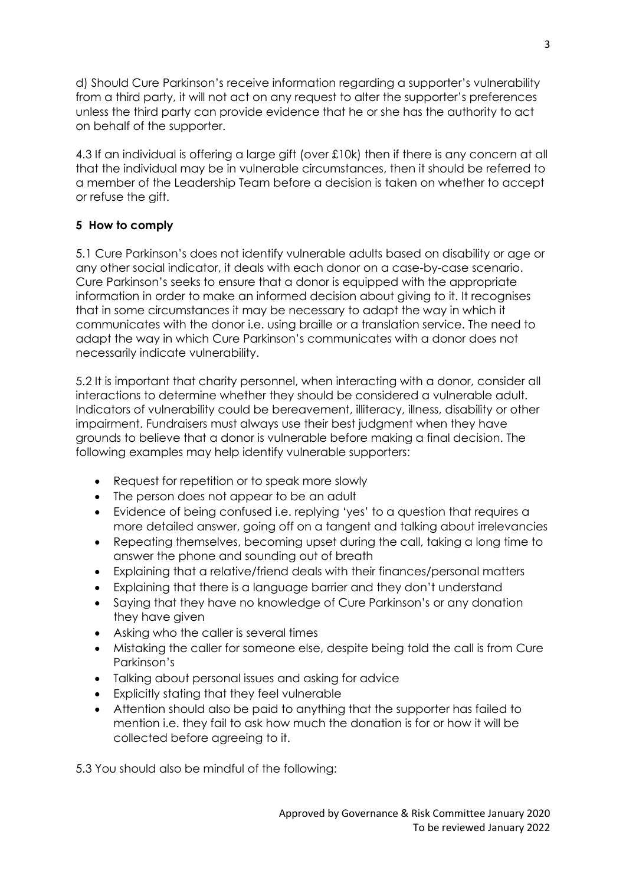d) Should Cure Parkinson's receive information regarding a supporter's vulnerability from a third party, it will not act on any request to alter the supporter's preferences unless the third party can provide evidence that he or she has the authority to act on behalf of the supporter.

4.3 If an individual is offering a large gift (over £10k) then if there is any concern at all that the individual may be in vulnerable circumstances, then it should be referred to a member of the Leadership Team before a decision is taken on whether to accept or refuse the gift.

## 5 How to comply

5.1 Cure Parkinson's does not identify vulnerable adults based on disability or age or any other social indicator, it deals with each donor on a case-by-case scenario. Cure Parkinson's seeks to ensure that a donor is equipped with the appropriate information in order to make an informed decision about giving to it. It recognises that in some circumstances it may be necessary to adapt the way in which it communicates with the donor i.e. using braille or a translation service. The need to adapt the way in which Cure Parkinson's communicates with a donor does not necessarily indicate vulnerability.

5.2 It is important that charity personnel, when interacting with a donor, consider all interactions to determine whether they should be considered a vulnerable adult. Indicators of vulnerability could be bereavement, illiteracy, illness, disability or other impairment. Fundraisers must always use their best judgment when they have grounds to believe that a donor is vulnerable before making a final decision. The following examples may help identify vulnerable supporters:

- Request for repetition or to speak more slowly
- The person does not appear to be an adult
- Evidence of being confused i.e. replying 'yes' to a question that requires a more detailed answer, going off on a tangent and talking about irrelevancies
- Repeating themselves, becoming upset during the call, taking a long time to answer the phone and sounding out of breath
- Explaining that a relative/friend deals with their finances/personal matters
- Explaining that there is a language barrier and they don't understand
- Saying that they have no knowledge of Cure Parkinson's or any donation they have given
- Asking who the caller is several times
- Mistaking the caller for someone else, despite being told the call is from Cure Parkinson's
- Talking about personal issues and asking for advice
- Explicitly stating that they feel vulnerable
- Attention should also be paid to anything that the supporter has failed to mention i.e. they fail to ask how much the donation is for or how it will be collected before agreeing to it.

5.3 You should also be mindful of the following: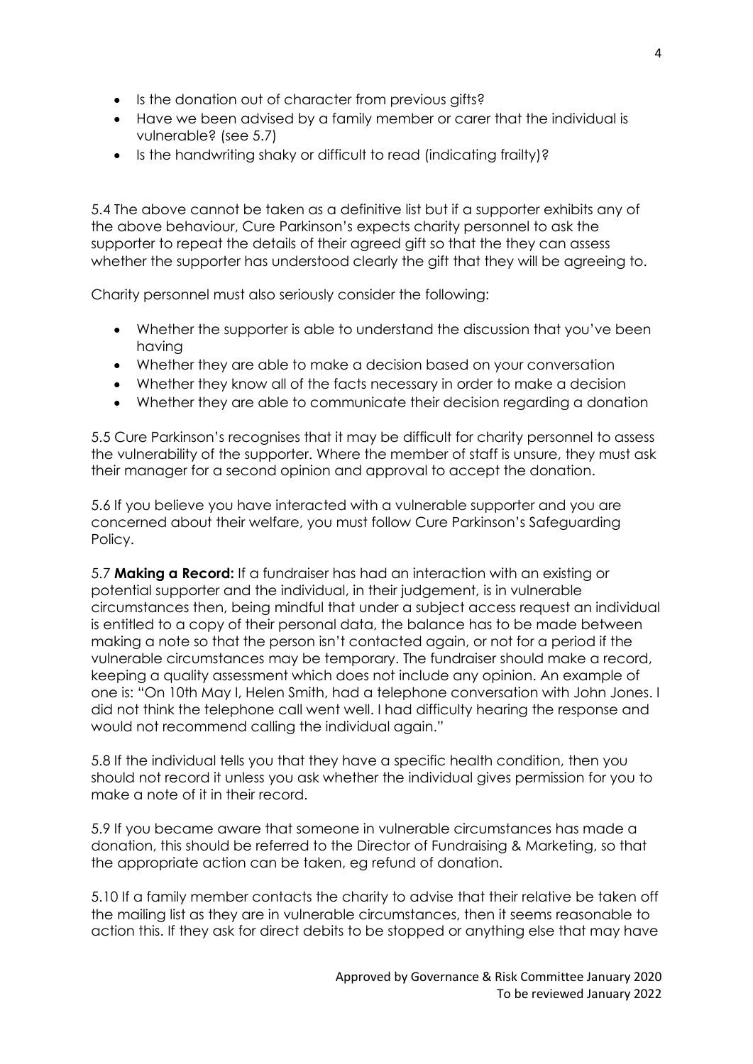- Is the donation out of character from previous gifts?
- Have we been advised by a family member or carer that the individual is vulnerable? (see 5.7)
- Is the handwriting shaky or difficult to read (indicating frailty)?

5.4 The above cannot be taken as a definitive list but if a supporter exhibits any of the above behaviour, Cure Parkinson's expects charity personnel to ask the supporter to repeat the details of their agreed gift so that the they can assess whether the supporter has understood clearly the gift that they will be agreeing to.

Charity personnel must also seriously consider the following:

- Whether the supporter is able to understand the discussion that you've been having
- Whether they are able to make a decision based on your conversation
- Whether they know all of the facts necessary in order to make a decision
- Whether they are able to communicate their decision regarding a donation

5.5 Cure Parkinson's recognises that it may be difficult for charity personnel to assess the vulnerability of the supporter. Where the member of staff is unsure, they must ask their manager for a second opinion and approval to accept the donation.

5.6 If you believe you have interacted with a vulnerable supporter and you are concerned about their welfare, you must follow Cure Parkinson's Safeguarding Policy.

5.7 **Making a Record:** If a fundraiser has had an interaction with an existing or potential supporter and the individual, in their judgement, is in vulnerable circumstances then, being mindful that under a subject access request an individual is entitled to a copy of their personal data, the balance has to be made between making a note so that the person isn't contacted again, or not for a period if the vulnerable circumstances may be temporary. The fundraiser should make a record, keeping a quality assessment which does not include any opinion. An example of one is: "On 10th May I, Helen Smith, had a telephone conversation with John Jones. I did not think the telephone call went well. I had difficulty hearing the response and would not recommend calling the individual again."

5.8 If the individual tells you that they have a specific health condition, then you should not record it unless you ask whether the individual gives permission for you to make a note of it in their record.

5.9 If you became aware that someone in vulnerable circumstances has made a donation, this should be referred to the Director of Fundraising & Marketing, so that the appropriate action can be taken, eg refund of donation.

5.10 If a family member contacts the charity to advise that their relative be taken off the mailing list as they are in vulnerable circumstances, then it seems reasonable to action this. If they ask for direct debits to be stopped or anything else that may have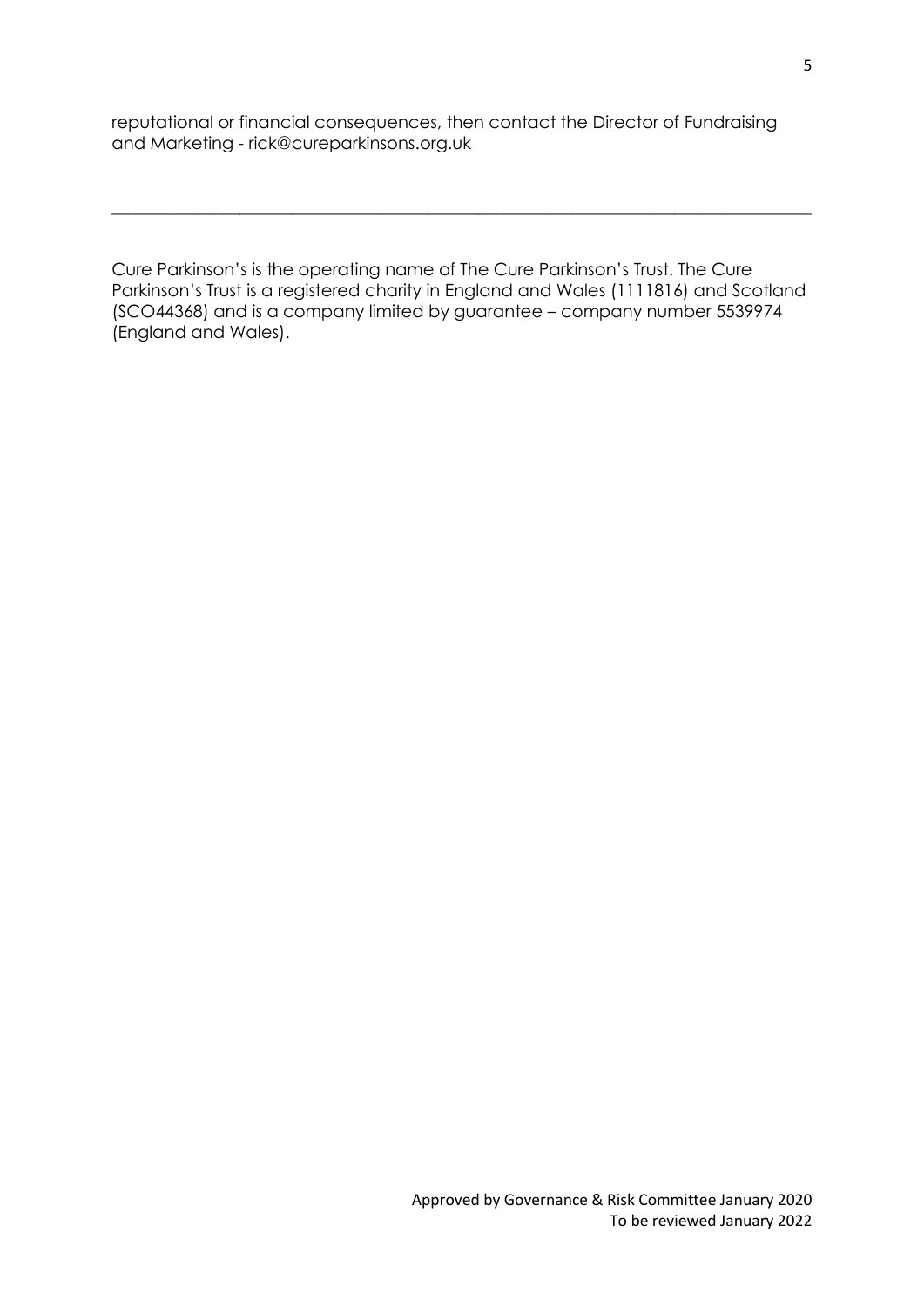reputational or financial consequences, then contact the Director of Fundraising and Marketing - rick@cureparkinsons.org.uk

---

Cure Parkinson's is the operating name of The Cure Parkinson's Trust. The Cure Parkinson's Trust is a registered charity in England and Wales (1111816) and Scotland (SCO44368) and is a company limited by guarantee – company number 5539974 (England and Wales).

Approved by Governance & Risk Committee January 2020
To be reviewed January 2022